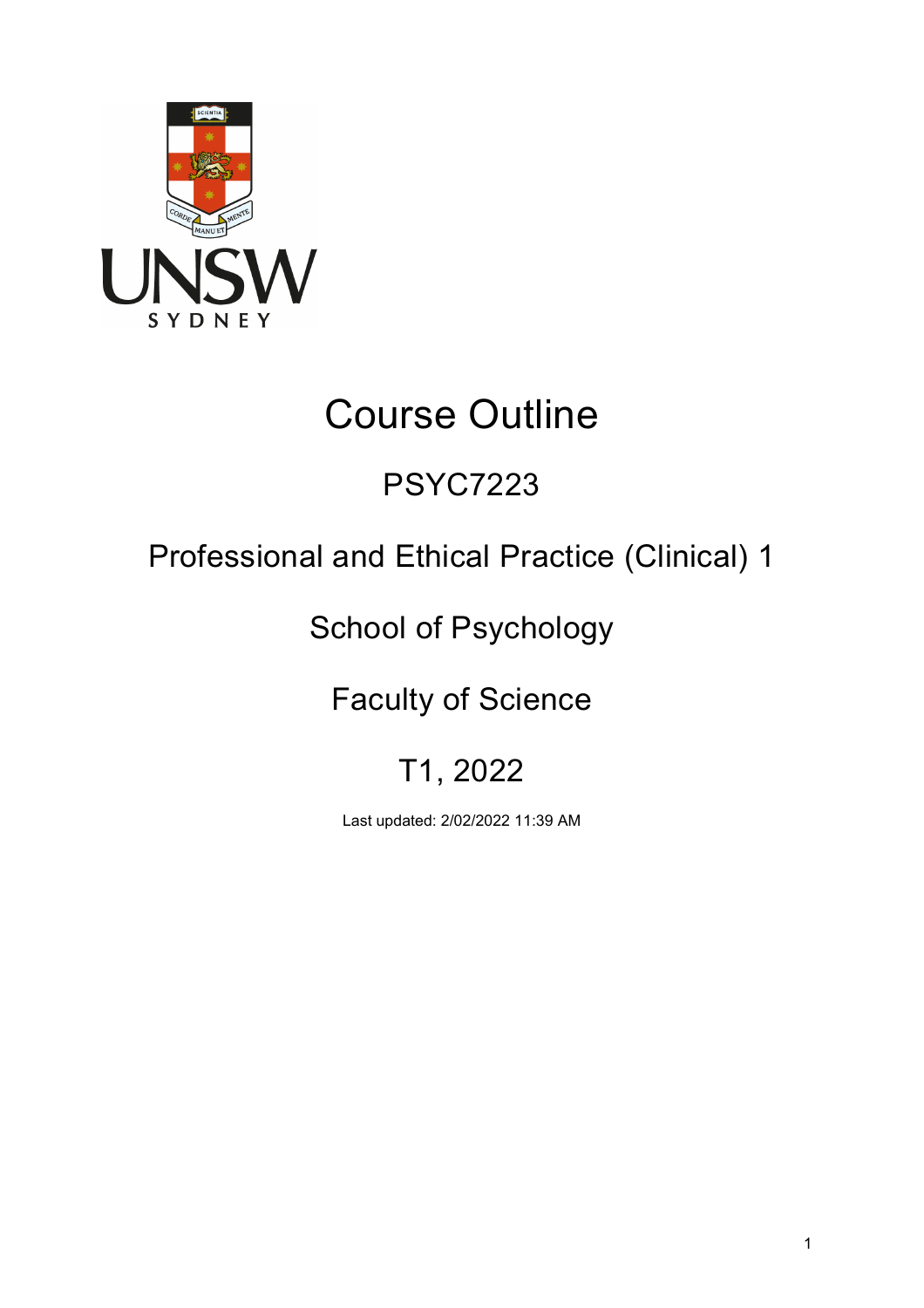# Course Outline

## PSYC7223

## Professional and Ethical Practice (Clinical) 1

## School of Psychology

## Faculty of Science

## T1, 2022

Last updated: 2/02/2022 11:39 AM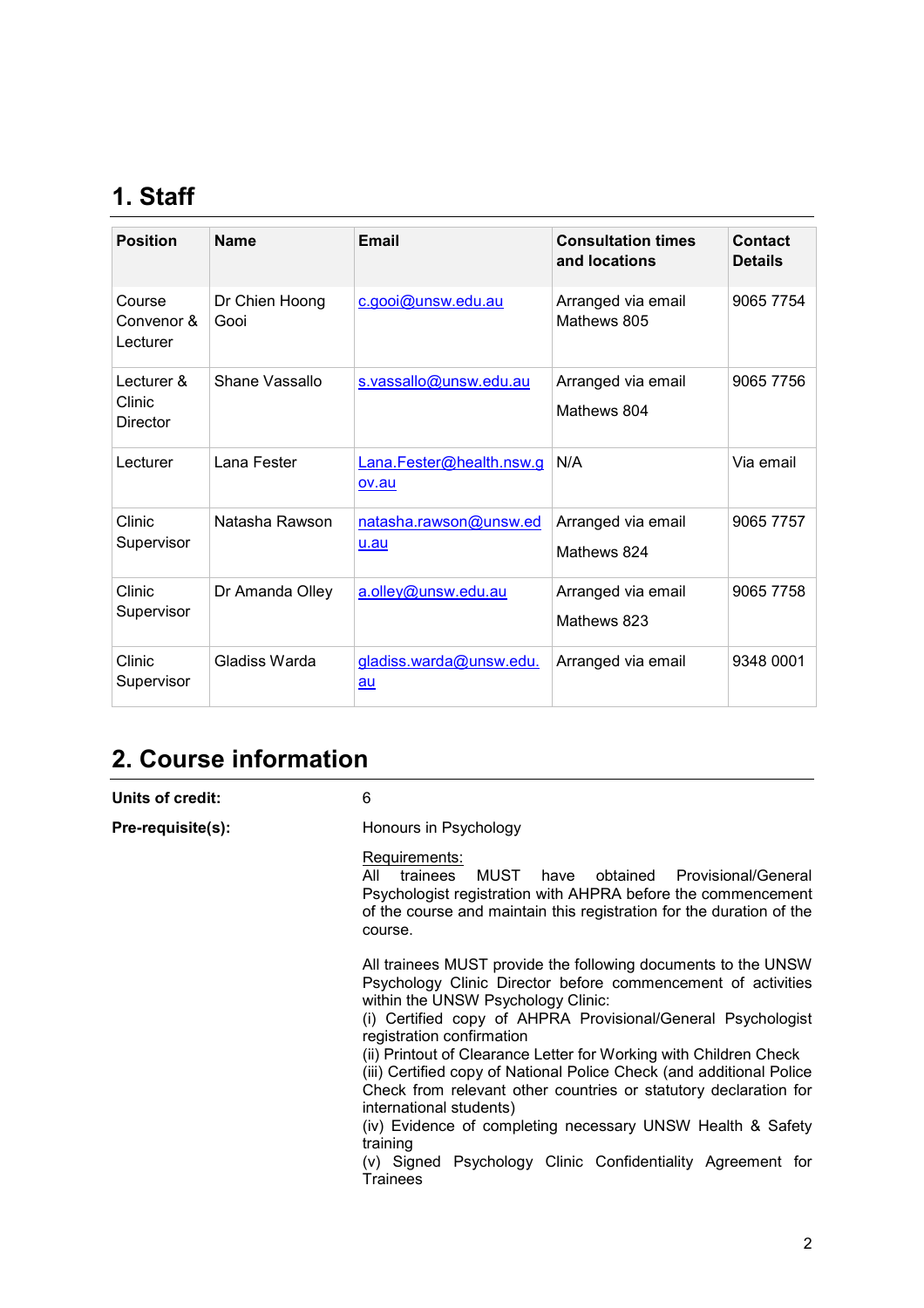# 1. Staff

| Position | Name | Email | Consultation times and locations | Contact Details |
|---|---|---|---|---|
| Course Convenor & Lecturer | Dr Chien Hoong Gooi | c.gooi@unsw.edu.au | Arranged via email Mathews 805 | 9065 7754 |
| Lecturer & Clinic Director | Shane Vassallo | s.vassallo@unsw.edu.au | Arranged via email Mathews 804 | 9065 7756 |
| Lecturer | Lana Fester | Lana.Fester@health.nsw.gov.au | N/A | Via email |
| Clinic Supervisor | Natasha Rawson | natasha.rawson@unsw.edu.au | Arranged via email Mathews 824 | 9065 7757 |
| Clinic Supervisor | Dr Amanda Olley | a.olley@unsw.edu.au | Arranged via email Mathews 823 | 9065 7758 |
| Clinic Supervisor | Gladiss Warda | gladiss.warda@unsw.edu.au | Arranged via email | 9348 0001 |

# 2. Course information

**Units of credit:** 6

**Pre-requisite(s):** Honours in Psychology

Requirements:
All trainees MUST have obtained Provisional/General Psychologist registration with AHPRA before the commencement of the course and maintain this registration for the duration of the course.

All trainees MUST provide the following documents to the UNSW Psychology Clinic Director before commencement of activities within the UNSW Psychology Clinic:
(i) Certified copy of AHPRA Provisional/General Psychologist registration confirmation
(ii) Printout of Clearance Letter for Working with Children Check
(iii) Certified copy of National Police Check (and additional Police Check from relevant other countries or statutory declaration for international students)
(iv) Evidence of completing necessary UNSW Health & Safety training
(v) Signed Psychology Clinic Confidentiality Agreement for Trainees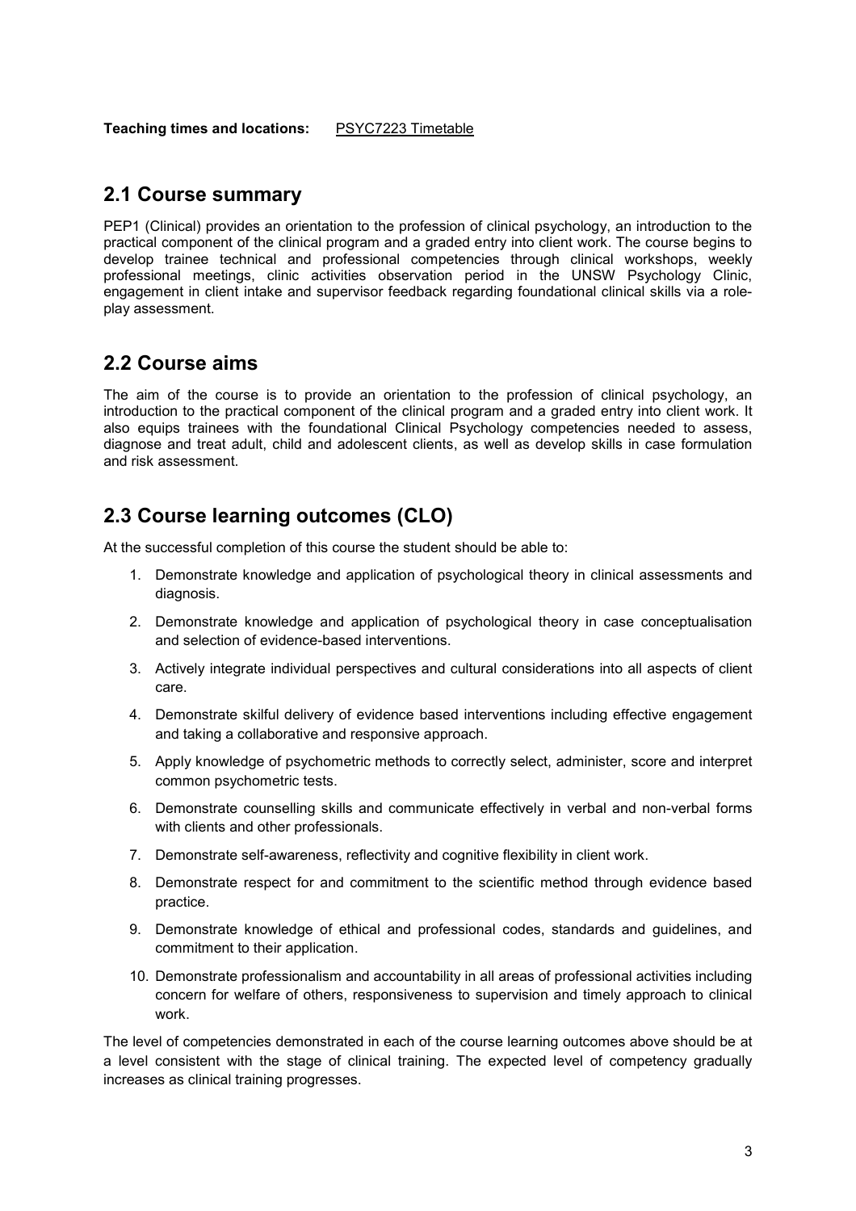**Teaching times and locations:** PSYC7223 Timetable

## 2.1 Course summary

PEP1 (Clinical) provides an orientation to the profession of clinical psychology, an introduction to the practical component of the clinical program and a graded entry into client work. The course begins to develop trainee technical and professional competencies through clinical workshops, weekly professional meetings, clinic activities observation period in the UNSW Psychology Clinic, engagement in client intake and supervisor feedback regarding foundational clinical skills via a role-play assessment.

## 2.2 Course aims

The aim of the course is to provide an orientation to the profession of clinical psychology, an introduction to the practical component of the clinical program and a graded entry into client work. It also equips trainees with the foundational Clinical Psychology competencies needed to assess, diagnose and treat adult, child and adolescent clients, as well as develop skills in case formulation and risk assessment.

## 2.3 Course learning outcomes (CLO)

At the successful completion of this course the student should be able to:

1. Demonstrate knowledge and application of psychological theory in clinical assessments and diagnosis.
2. Demonstrate knowledge and application of psychological theory in case conceptualisation and selection of evidence-based interventions.
3. Actively integrate individual perspectives and cultural considerations into all aspects of client care.
4. Demonstrate skilful delivery of evidence based interventions including effective engagement and taking a collaborative and responsive approach.
5. Apply knowledge of psychometric methods to correctly select, administer, score and interpret common psychometric tests.
6. Demonstrate counselling skills and communicate effectively in verbal and non-verbal forms with clients and other professionals.
7. Demonstrate self-awareness, reflectivity and cognitive flexibility in client work.
8. Demonstrate respect for and commitment to the scientific method through evidence based practice.
9. Demonstrate knowledge of ethical and professional codes, standards and guidelines, and commitment to their application.
10. Demonstrate professionalism and accountability in all areas of professional activities including concern for welfare of others, responsiveness to supervision and timely approach to clinical work.

The level of competencies demonstrated in each of the course learning outcomes above should be at a level consistent with the stage of clinical training. The expected level of competency gradually increases as clinical training progresses.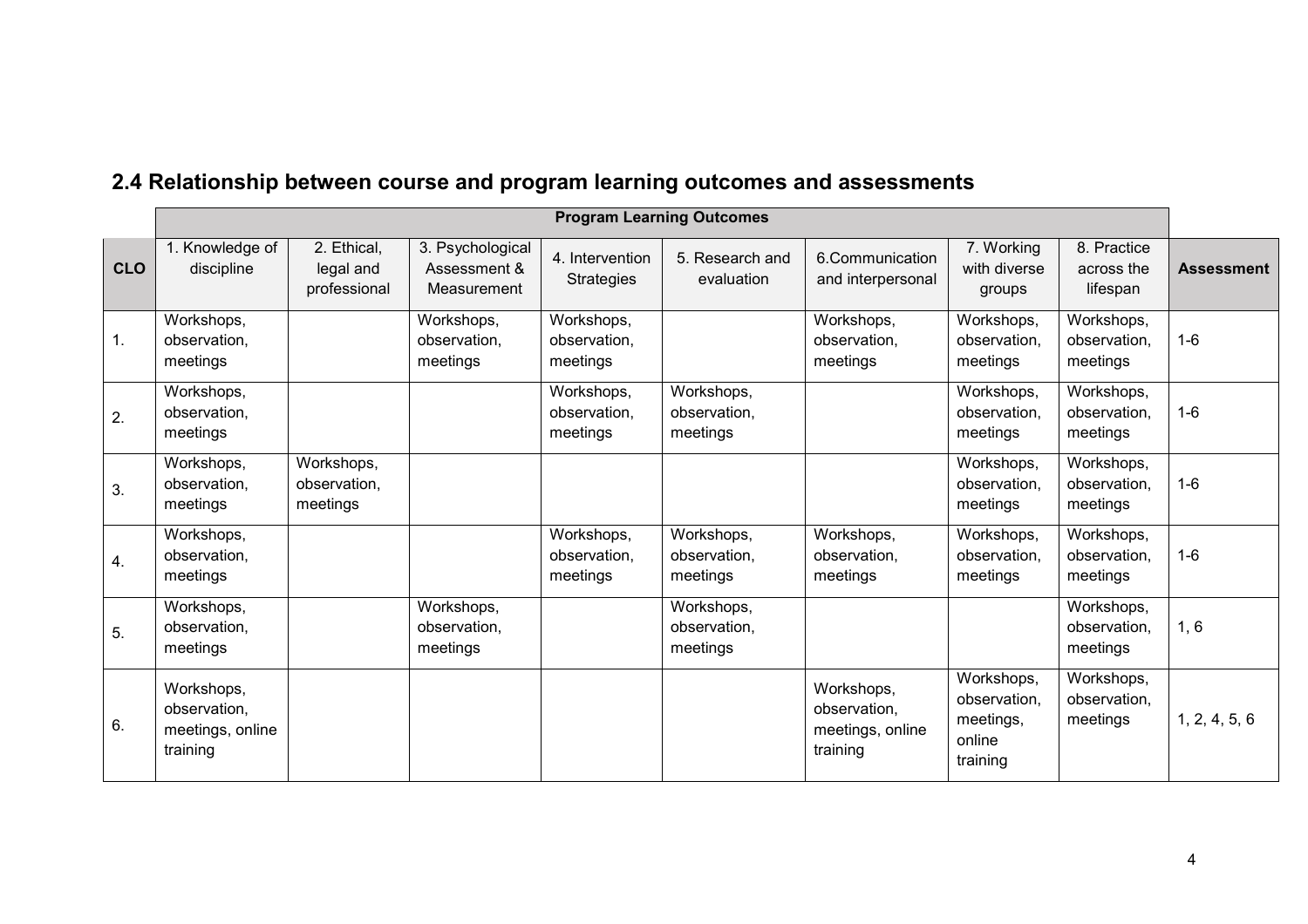## 2.4 Relationship between course and program learning outcomes and assessments

| | Program Learning Outcomes | | | | | | | | |
|---|---|---|---|---|---|---|---|---|---|
| CLO | 1. Knowledge of discipline | 2. Ethical, legal and professional | 3. Psychological Assessment & Measurement | 4. Intervention Strategies | 5. Research and evaluation | 6.Communication and interpersonal | 7. Working with diverse groups | 8. Practice across the lifespan | Assessment |
| 1. | Workshops, observation, meetings | | Workshops, observation, meetings | Workshops, observation, meetings | | Workshops, observation, meetings | Workshops, observation, meetings | Workshops, observation, meetings | 1-6 |
| 2. | Workshops, observation, meetings | | | Workshops, observation, meetings | Workshops, observation, meetings | | Workshops, observation, meetings | Workshops, observation, meetings | 1-6 |
| 3. | Workshops, observation, meetings | Workshops, observation, meetings | | | | | Workshops, observation, meetings | Workshops, observation, meetings | 1-6 |
| 4. | Workshops, observation, meetings | | | Workshops, observation, meetings | Workshops, observation, meetings | Workshops, observation, meetings | Workshops, observation, meetings | Workshops, observation, meetings | 1-6 |
| 5. | Workshops, observation, meetings | | Workshops, observation, meetings | | Workshops, observation, meetings | | | Workshops, observation, meetings | 1, 6 |
| 6. | Workshops, observation, meetings, online training | | | | | Workshops, observation, meetings, online training | Workshops, observation, meetings, online training | Workshops, observation, meetings | 1, 2, 4, 5, 6 |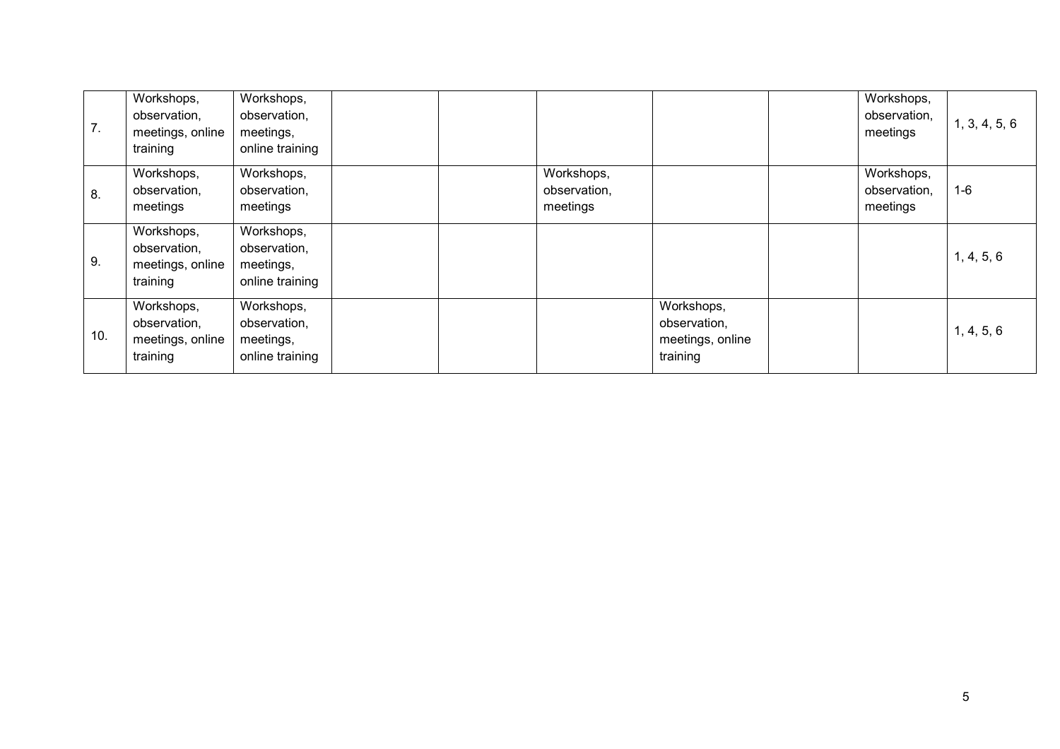| | | | | | | | | | |
|---|---|---|---|---|---|---|---|---|---|
| 7. | Workshops, observation, meetings, online training | Workshops, observation, meetings, online training | | | | | | Workshops, observation, meetings | 1, 3, 4, 5, 6 |
| 8. | Workshops, observation, meetings | Workshops, observation, meetings | | | Workshops, observation, meetings | | | Workshops, observation, meetings | 1-6 |
| 9. | Workshops, observation, meetings, online training | Workshops, observation, meetings, online training | | | | | | | 1, 4, 5, 6 |
| 10. | Workshops, observation, meetings, online training | Workshops, observation, meetings, online training | | | | Workshops, observation, meetings, online training | | | 1, 4, 5, 6 |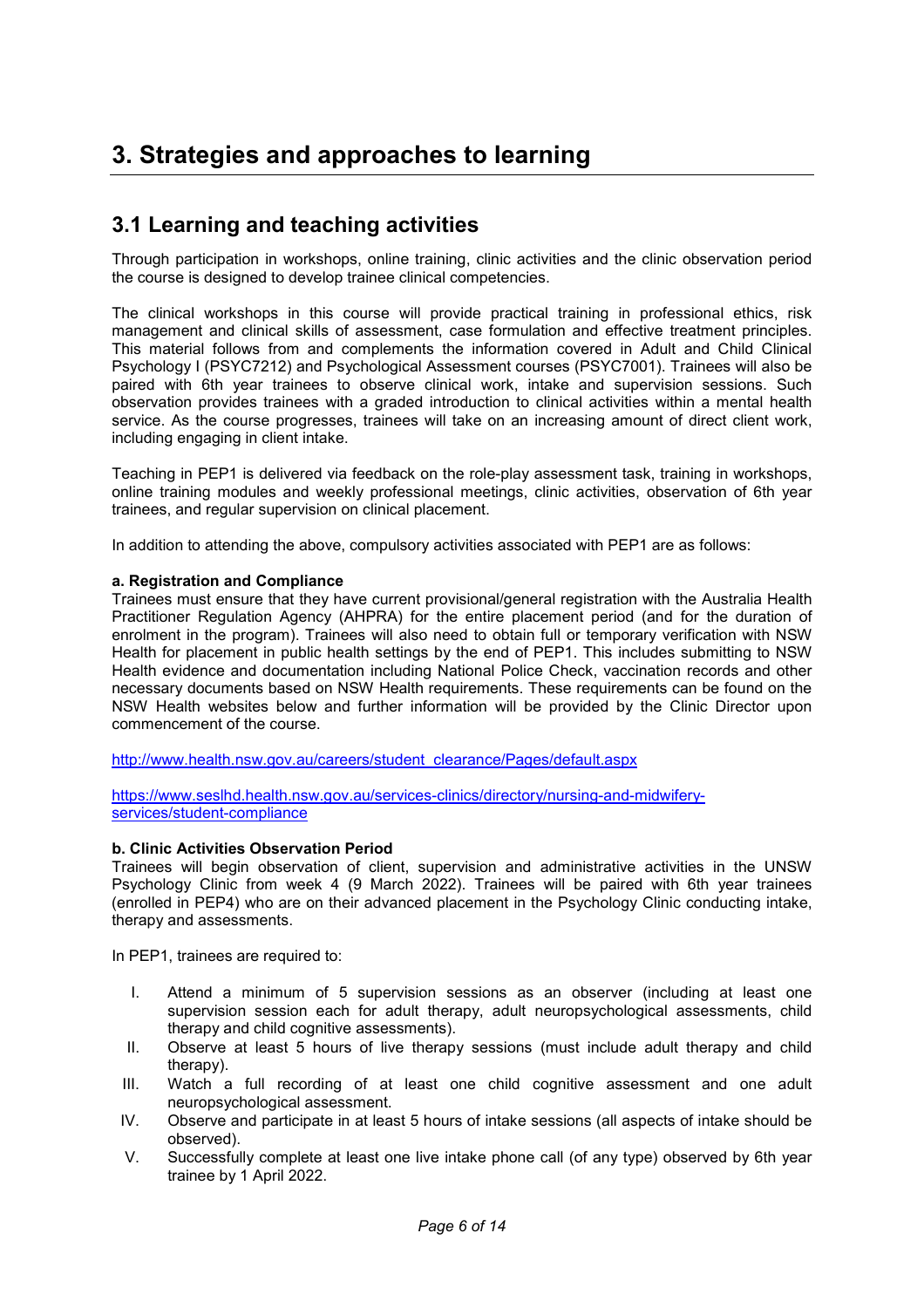# 3. Strategies and approaches to learning

## 3.1 Learning and teaching activities

Through participation in workshops, online training, clinic activities and the clinic observation period the course is designed to develop trainee clinical competencies.

The clinical workshops in this course will provide practical training in professional ethics, risk management and clinical skills of assessment, case formulation and effective treatment principles. This material follows from and complements the information covered in Adult and Child Clinical Psychology I (PSYC7212) and Psychological Assessment courses (PSYC7001). Trainees will also be paired with 6th year trainees to observe clinical work, intake and supervision sessions. Such observation provides trainees with a graded introduction to clinical activities within a mental health service. As the course progresses, trainees will take on an increasing amount of direct client work, including engaging in client intake.

Teaching in PEP1 is delivered via feedback on the role-play assessment task, training in workshops, online training modules and weekly professional meetings, clinic activities, observation of 6th year trainees, and regular supervision on clinical placement.

In addition to attending the above, compulsory activities associated with PEP1 are as follows:

**a. Registration and Compliance**

Trainees must ensure that they have current provisional/general registration with the Australia Health Practitioner Regulation Agency (AHPRA) for the entire placement period (and for the duration of enrolment in the program). Trainees will also need to obtain full or temporary verification with NSW Health for placement in public health settings by the end of PEP1. This includes submitting to NSW Health evidence and documentation including National Police Check, vaccination records and other necessary documents based on NSW Health requirements. These requirements can be found on the NSW Health websites below and further information will be provided by the Clinic Director upon commencement of the course.

http://www.health.nsw.gov.au/careers/student_clearance/Pages/default.aspx

https://www.seslhd.health.nsw.gov.au/services-clinics/directory/nursing-and-midwifery-services/student-compliance

**b. Clinic Activities Observation Period**

Trainees will begin observation of client, supervision and administrative activities in the UNSW Psychology Clinic from week 4 (9 March 2022). Trainees will be paired with 6th year trainees (enrolled in PEP4) who are on their advanced placement in the Psychology Clinic conducting intake, therapy and assessments.

In PEP1, trainees are required to:

I. Attend a minimum of 5 supervision sessions as an observer (including at least one supervision session each for adult therapy, adult neuropsychological assessments, child therapy and child cognitive assessments).
II. Observe at least 5 hours of live therapy sessions (must include adult therapy and child therapy).
III. Watch a full recording of at least one child cognitive assessment and one adult neuropsychological assessment.
IV. Observe and participate in at least 5 hours of intake sessions (all aspects of intake should be observed).
V. Successfully complete at least one live intake phone call (of any type) observed by 6th year trainee by 1 April 2022.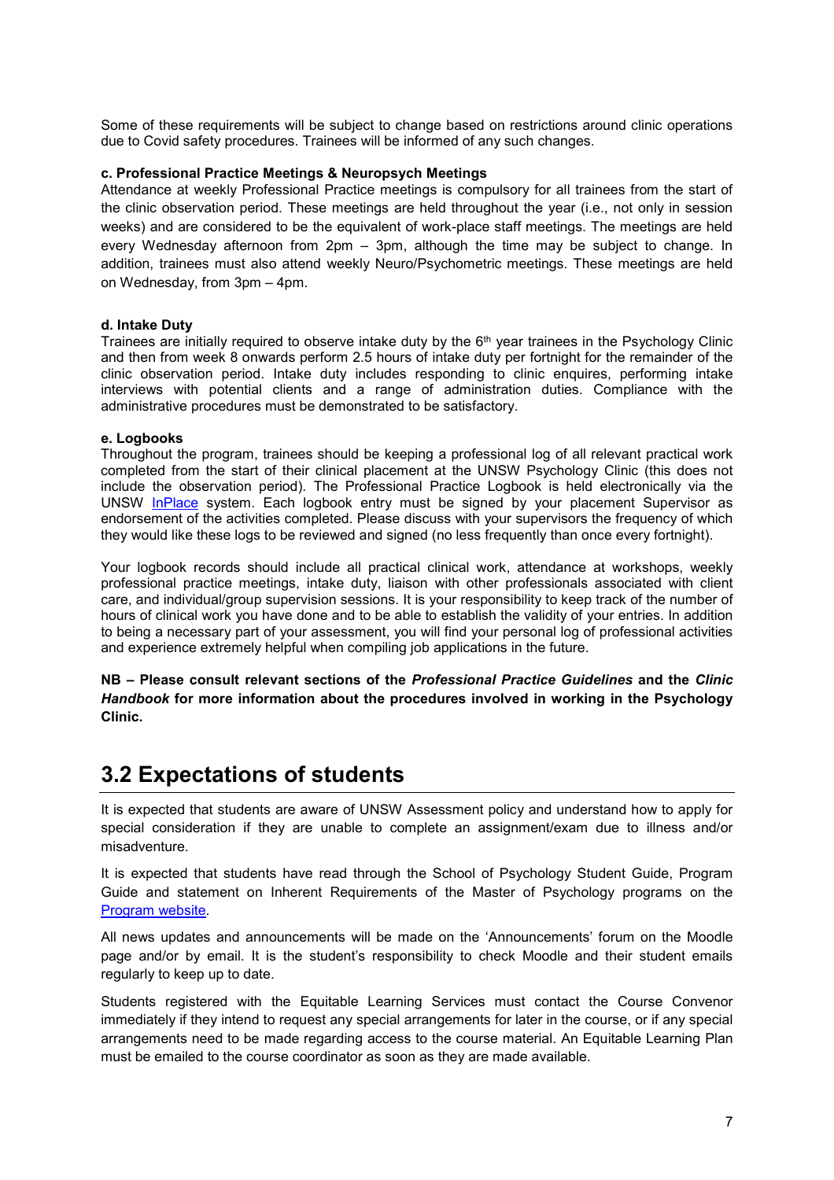Some of these requirements will be subject to change based on restrictions around clinic operations due to Covid safety procedures. Trainees will be informed of any such changes.

**c. Professional Practice Meetings & Neuropsych Meetings**

Attendance at weekly Professional Practice meetings is compulsory for all trainees from the start of the clinic observation period. These meetings are held throughout the year (i.e., not only in session weeks) and are considered to be the equivalent of work-place staff meetings. The meetings are held every Wednesday afternoon from 2pm – 3pm, although the time may be subject to change. In addition, trainees must also attend weekly Neuro/Psychometric meetings. These meetings are held on Wednesday, from 3pm – 4pm.

**d. Intake Duty**

Trainees are initially required to observe intake duty by the 6th year trainees in the Psychology Clinic and then from week 8 onwards perform 2.5 hours of intake duty per fortnight for the remainder of the clinic observation period. Intake duty includes responding to clinic enquires, performing intake interviews with potential clients and a range of administration duties. Compliance with the administrative procedures must be demonstrated to be satisfactory.

**e. Logbooks**

Throughout the program, trainees should be keeping a professional log of all relevant practical work completed from the start of their clinical placement at the UNSW Psychology Clinic (this does not include the observation period). The Professional Practice Logbook is held electronically via the UNSW InPlace system. Each logbook entry must be signed by your placement Supervisor as endorsement of the activities completed. Please discuss with your supervisors the frequency of which they would like these logs to be reviewed and signed (no less frequently than once every fortnight).

Your logbook records should include all practical clinical work, attendance at workshops, weekly professional practice meetings, intake duty, liaison with other professionals associated with client care, and individual/group supervision sessions. It is your responsibility to keep track of the number of hours of clinical work you have done and to be able to establish the validity of your entries. In addition to being a necessary part of your assessment, you will find your personal log of professional activities and experience extremely helpful when compiling job applications in the future.

**NB – Please consult relevant sections of the *Professional Practice Guidelines* and the *Clinic Handbook* for more information about the procedures involved in working in the Psychology Clinic.**

## 3.2 Expectations of students

It is expected that students are aware of UNSW Assessment policy and understand how to apply for special consideration if they are unable to complete an assignment/exam due to illness and/or misadventure.

It is expected that students have read through the School of Psychology Student Guide, Program Guide and statement on Inherent Requirements of the Master of Psychology programs on the Program website.

All news updates and announcements will be made on the 'Announcements' forum on the Moodle page and/or by email. It is the student's responsibility to check Moodle and their student emails regularly to keep up to date.

Students registered with the Equitable Learning Services must contact the Course Convenor immediately if they intend to request any special arrangements for later in the course, or if any special arrangements need to be made regarding access to the course material. An Equitable Learning Plan must be emailed to the course coordinator as soon as they are made available.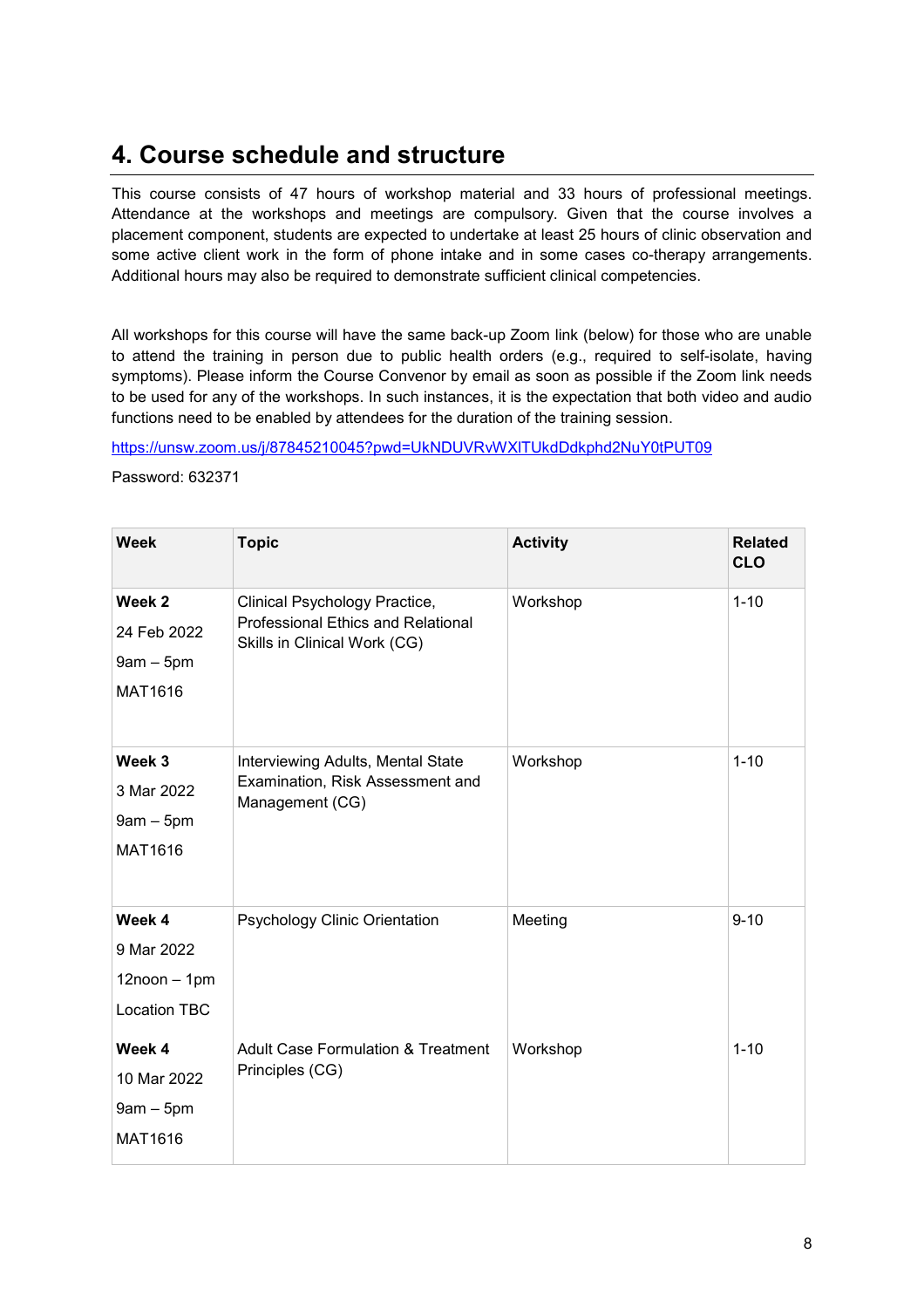## 4. Course schedule and structure

This course consists of 47 hours of workshop material and 33 hours of professional meetings. Attendance at the workshops and meetings are compulsory. Given that the course involves a placement component, students are expected to undertake at least 25 hours of clinic observation and some active client work in the form of phone intake and in some cases co-therapy arrangements. Additional hours may also be required to demonstrate sufficient clinical competencies.

All workshops for this course will have the same back-up Zoom link (below) for those who are unable to attend the training in person due to public health orders (e.g., required to self-isolate, having symptoms). Please inform the Course Convenor by email as soon as possible if the Zoom link needs to be used for any of the workshops. In such instances, it is the expectation that both video and audio functions need to be enabled by attendees for the duration of the training session.

https://unsw.zoom.us/j/87845210045?pwd=UkNDUVRvWXlTUkdDdkphd2NuY0tPUT09

Password: 632371

| Week | Topic | Activity | Related CLO |
|---|---|---|---|
| **Week 2**<br>24 Feb 2022<br>9am – 5pm<br>MAT1616 | Clinical Psychology Practice, Professional Ethics and Relational Skills in Clinical Work (CG) | Workshop | 1-10 |
| **Week 3**<br>3 Mar 2022<br>9am – 5pm<br>MAT1616 | Interviewing Adults, Mental State Examination, Risk Assessment and Management (CG) | Workshop | 1-10 |
| **Week 4**<br>9 Mar 2022<br>12noon – 1pm<br>Location TBC | Psychology Clinic Orientation | Meeting | 9-10 |
| **Week 4**<br>10 Mar 2022<br>9am – 5pm<br>MAT1616 | Adult Case Formulation & Treatment Principles (CG) | Workshop | 1-10 |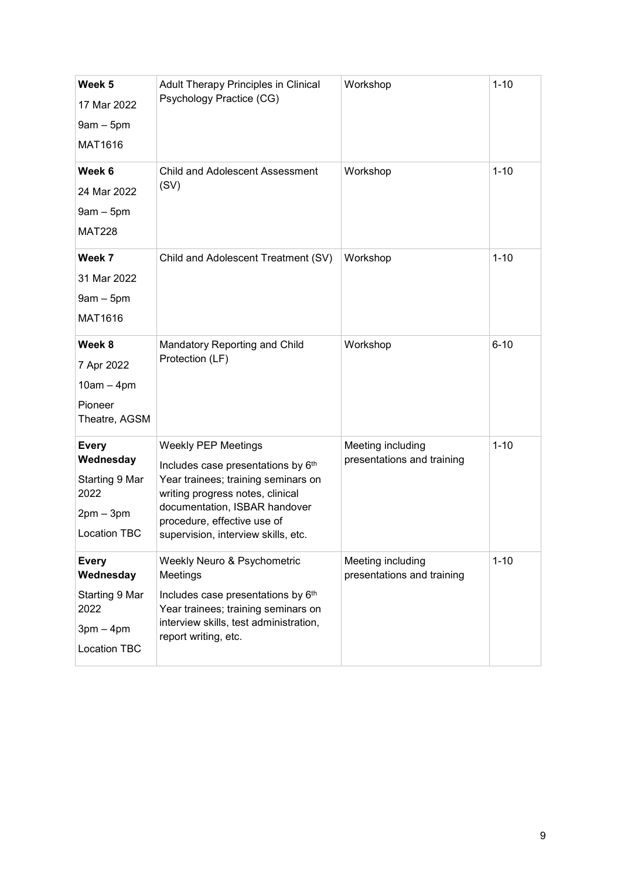| | | | |
|---|---|---|---|
| **Week 5**<br>17 Mar 2022<br>9am – 5pm<br>MAT1616 | Adult Therapy Principles in Clinical Psychology Practice (CG) | Workshop | 1-10 |
| **Week 6**<br>24 Mar 2022<br>9am – 5pm<br>MAT228 | Child and Adolescent Assessment (SV) | Workshop | 1-10 |
| **Week 7**<br>31 Mar 2022<br>9am – 5pm<br>MAT1616 | Child and Adolescent Treatment (SV) | Workshop | 1-10 |
| **Week 8**<br>7 Apr 2022<br>10am – 4pm<br>Pioneer Theatre, AGSM | Mandatory Reporting and Child Protection (LF) | Workshop | 6-10 |
| **Every Wednesday**<br>Starting 9 Mar 2022<br>2pm – 3pm<br>Location TBC | Weekly PEP Meetings<br>Includes case presentations by 6th Year trainees; training seminars on writing progress notes, clinical documentation, ISBAR handover procedure, effective use of supervision, interview skills, etc. | Meeting including presentations and training | 1-10 |
| **Every Wednesday**<br>Starting 9 Mar 2022<br>3pm – 4pm<br>Location TBC | Weekly Neuro & Psychometric Meetings<br>Includes case presentations by 6th Year trainees; training seminars on interview skills, test administration, report writing, etc. | Meeting including presentations and training | 1-10 |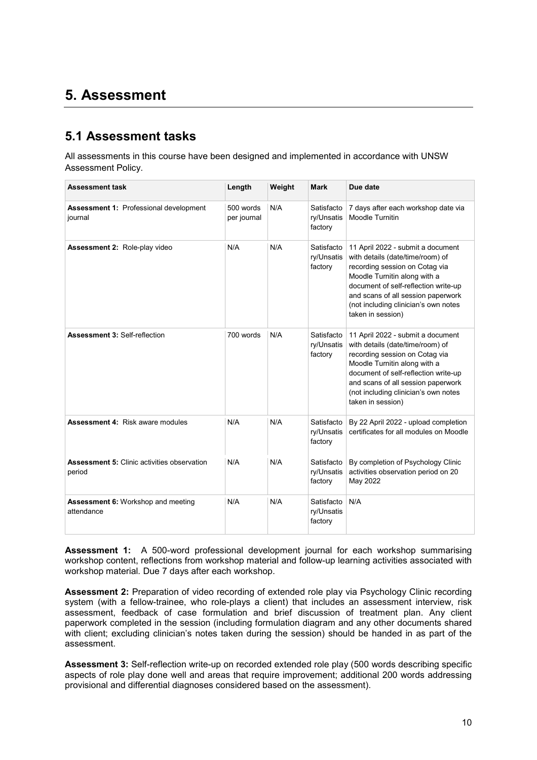# 5. Assessment

## 5.1 Assessment tasks

All assessments in this course have been designed and implemented in accordance with UNSW Assessment Policy.

| Assessment task | Length | Weight | Mark | Due date |
|---|---|---|---|---|
| **Assessment 1:** Professional development journal | 500 words per journal | N/A | Satisfactory/Unsatisfactory | 7 days after each workshop date via Moodle Turnitin |
| **Assessment 2:** Role-play video | N/A | N/A | Satisfactory/Unsatisfactory | 11 April 2022 - submit a document with details (date/time/room) of recording session on Cotag via Moodle Turnitin along with a document of self-reflection write-up and scans of all session paperwork (not including clinician's own notes taken in session) |
| **Assessment 3:** Self-reflection | 700 words | N/A | Satisfactory/Unsatisfactory | 11 April 2022 - submit a document with details (date/time/room) of recording session on Cotag via Moodle Turnitin along with a document of self-reflection write-up and scans of all session paperwork (not including clinician's own notes taken in session) |
| **Assessment 4:** Risk aware modules | N/A | N/A | Satisfactory/Unsatisfactory | By 22 April 2022 - upload completion certificates for all modules on Moodle |
| **Assessment 5:** Clinic activities observation period | N/A | N/A | Satisfactory/Unsatisfactory | By completion of Psychology Clinic activities observation period on 20 May 2022 |
| **Assessment 6:** Workshop and meeting attendance | N/A | N/A | Satisfactory/Unsatisfactory | N/A |

**Assessment 1:** A 500-word professional development journal for each workshop summarising workshop content, reflections from workshop material and follow-up learning activities associated with workshop material. Due 7 days after each workshop.

**Assessment 2:** Preparation of video recording of extended role play via Psychology Clinic recording system (with a fellow-trainee, who role-plays a client) that includes an assessment interview, risk assessment, feedback of case formulation and brief discussion of treatment plan. Any client paperwork completed in the session (including formulation diagram and any other documents shared with client; excluding clinician's notes taken during the session) should be handed in as part of the assessment.

**Assessment 3:** Self-reflection write-up on recorded extended role play (500 words describing specific aspects of role play done well and areas that require improvement; additional 200 words addressing provisional and differential diagnoses considered based on the assessment).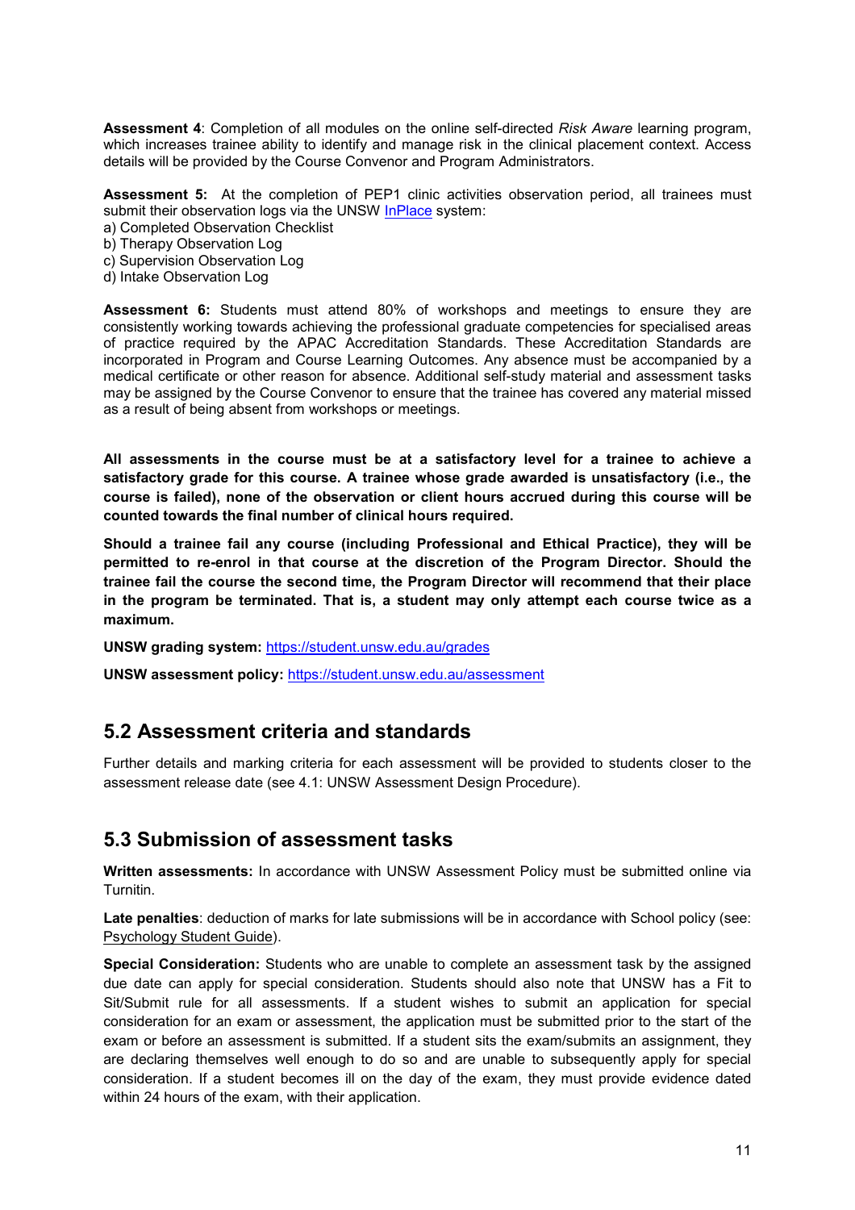**Assessment 4**: Completion of all modules on the online self-directed *Risk Aware* learning program, which increases trainee ability to identify and manage risk in the clinical placement context. Access details will be provided by the Course Convenor and Program Administrators.

**Assessment 5:** At the completion of PEP1 clinic activities observation period, all trainees must submit their observation logs via the UNSW InPlace system:

a) Completed Observation Checklist
b) Therapy Observation Log
c) Supervision Observation Log
d) Intake Observation Log

**Assessment 6:** Students must attend 80% of workshops and meetings to ensure they are consistently working towards achieving the professional graduate competencies for specialised areas of practice required by the APAC Accreditation Standards. These Accreditation Standards are incorporated in Program and Course Learning Outcomes. Any absence must be accompanied by a medical certificate or other reason for absence. Additional self-study material and assessment tasks may be assigned by the Course Convenor to ensure that the trainee has covered any material missed as a result of being absent from workshops or meetings.

**All assessments in the course must be at a satisfactory level for a trainee to achieve a satisfactory grade for this course. A trainee whose grade awarded is unsatisfactory (i.e., the course is failed), none of the observation or client hours accrued during this course will be counted towards the final number of clinical hours required.**

**Should a trainee fail any course (including Professional and Ethical Practice), they will be permitted to re-enrol in that course at the discretion of the Program Director. Should the trainee fail the course the second time, the Program Director will recommend that their place in the program be terminated. That is, a student may only attempt each course twice as a maximum.**

**UNSW grading system:** https://student.unsw.edu.au/grades

**UNSW assessment policy:** https://student.unsw.edu.au/assessment

## 5.2 Assessment criteria and standards

Further details and marking criteria for each assessment will be provided to students closer to the assessment release date (see 4.1: UNSW Assessment Design Procedure).

## 5.3 Submission of assessment tasks

**Written assessments:** In accordance with UNSW Assessment Policy must be submitted online via Turnitin.

**Late penalties**: deduction of marks for late submissions will be in accordance with School policy (see: Psychology Student Guide).

**Special Consideration:** Students who are unable to complete an assessment task by the assigned due date can apply for special consideration. Students should also note that UNSW has a Fit to Sit/Submit rule for all assessments. If a student wishes to submit an application for special consideration for an exam or assessment, the application must be submitted prior to the start of the exam or before an assessment is submitted. If a student sits the exam/submits an assignment, they are declaring themselves well enough to do so and are unable to subsequently apply for special consideration. If a student becomes ill on the day of the exam, they must provide evidence dated within 24 hours of the exam, with their application.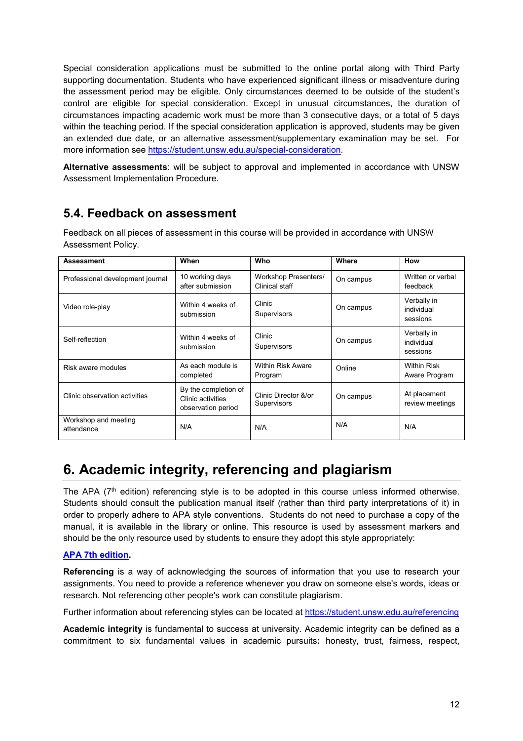Special consideration applications must be submitted to the online portal along with Third Party supporting documentation. Students who have experienced significant illness or misadventure during the assessment period may be eligible. Only circumstances deemed to be outside of the student's control are eligible for special consideration. Except in unusual circumstances, the duration of circumstances impacting academic work must be more than 3 consecutive days, or a total of 5 days within the teaching period. If the special consideration application is approved, students may be given an extended due date, or an alternative assessment/supplementary examination may be set. For more information see https://student.unsw.edu.au/special-consideration.

**Alternative assessments**: will be subject to approval and implemented in accordance with UNSW Assessment Implementation Procedure.

## 5.4. Feedback on assessment

Feedback on all pieces of assessment in this course will be provided in accordance with UNSW Assessment Policy.

| Assessment | When | Who | Where | How |
|---|---|---|---|---|
| Professional development journal | 10 working days after submission | Workshop Presenters/ Clinical staff | On campus | Written or verbal feedback |
| Video role-play | Within 4 weeks of submission | Clinic Supervisors | On campus | Verbally in individual sessions |
| Self-reflection | Within 4 weeks of submission | Clinic Supervisors | On campus | Verbally in individual sessions |
| Risk aware modules | As each module is completed | Within Risk Aware Program | Online | Within Risk Aware Program |
| Clinic observation activities | By the completion of Clinic activities observation period | Clinic Director &/or Supervisors | On campus | At placement review meetings |
| Workshop and meeting attendance | N/A | N/A | N/A | N/A |

# 6. Academic integrity, referencing and plagiarism

The APA (7th edition) referencing style is to be adopted in this course unless informed otherwise. Students should consult the publication manual itself (rather than third party interpretations of it) in order to properly adhere to APA style conventions. Students do not need to purchase a copy of the manual, it is available in the library or online. This resource is used by assessment markers and should be the only resource used by students to ensure they adopt this style appropriately:

**APA 7th edition.**

**Referencing** is a way of acknowledging the sources of information that you use to research your assignments. You need to provide a reference whenever you draw on someone else's words, ideas or research. Not referencing other people's work can constitute plagiarism.

Further information about referencing styles can be located at https://student.unsw.edu.au/referencing

**Academic integrity** is fundamental to success at university. Academic integrity can be defined as a commitment to six fundamental values in academic pursuits**:** honesty, trust, fairness, respect,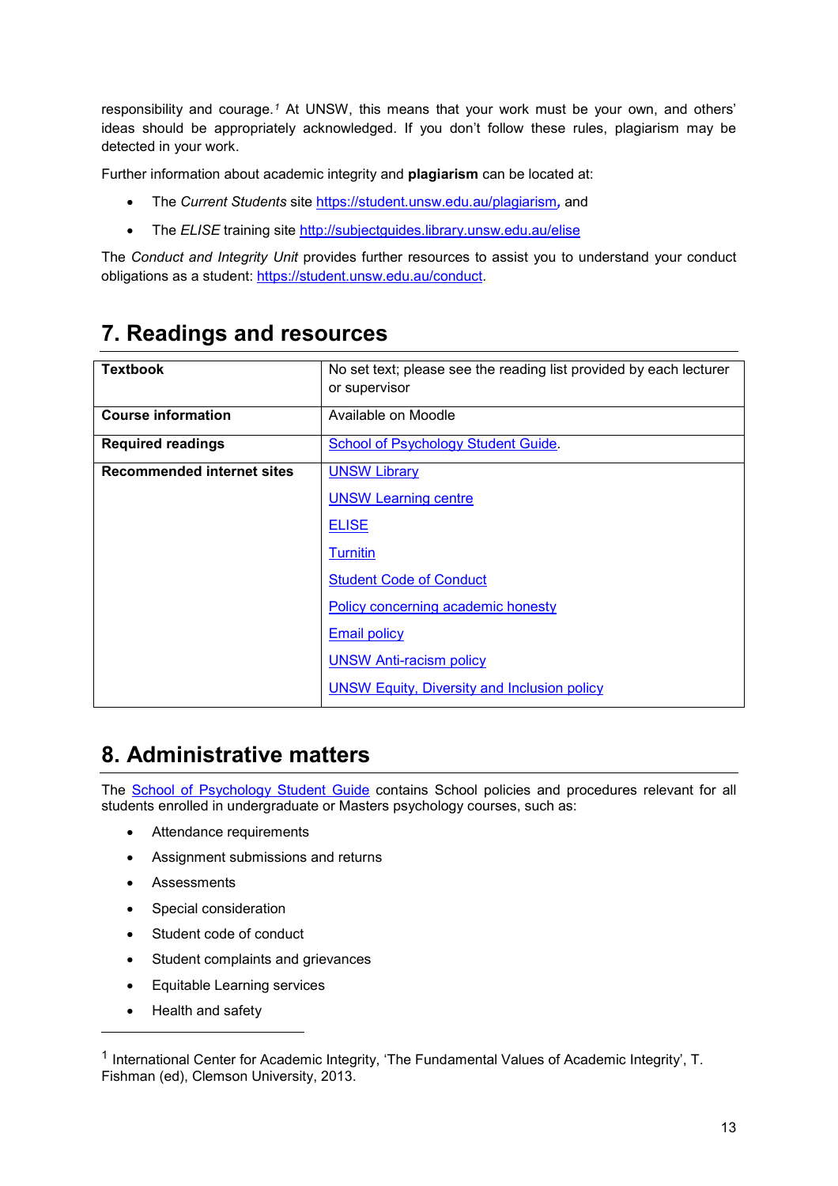responsibility and courage.[1] At UNSW, this means that your work must be your own, and others' ideas should be appropriately acknowledged. If you don't follow these rules, plagiarism may be detected in your work.

Further information about academic integrity and **plagiarism** can be located at:

- The *Current Students* site [https://student.unsw.edu.au/plagiarism](https://student.unsw.edu.au/plagiarism), and
- The *ELISE* training site [http://subjectguides.library.unsw.edu.au/elise](http://subjectguides.library.unsw.edu.au/elise)

The *Conduct and Integrity Unit* provides further resources to assist you to understand your conduct obligations as a student: [https://student.unsw.edu.au/conduct](https://student.unsw.edu.au/conduct).

## 7. Readings and resources

| | |
|---|---|
| **Textbook** | No set text; please see the reading list provided by each lecturer or supervisor |
| **Course information** | Available on Moodle |
| **Required readings** | School of Psychology Student Guide. |
| **Recommended internet sites** | UNSW Library<br>UNSW Learning centre<br>ELISE<br>Turnitin<br>Student Code of Conduct<br>Policy concerning academic honesty<br>Email policy<br>UNSW Anti-racism policy<br>UNSW Equity, Diversity and Inclusion policy |

## 8. Administrative matters

The School of Psychology Student Guide contains School policies and procedures relevant for all students enrolled in undergraduate or Masters psychology courses, such as:

- Attendance requirements
- Assignment submissions and returns
- Assessments
- Special consideration
- Student code of conduct
- Student complaints and grievances
- Equitable Learning services
- Health and safety

---

[1] International Center for Academic Integrity, 'The Fundamental Values of Academic Integrity', T. Fishman (ed), Clemson University, 2013.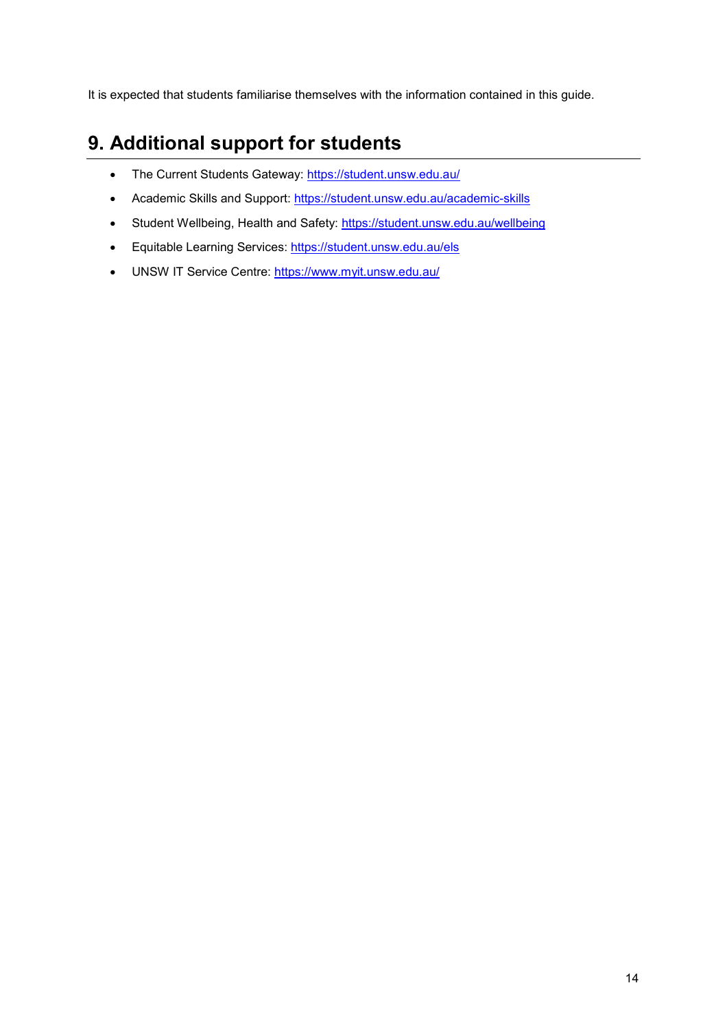It is expected that students familiarise themselves with the information contained in this guide.

## 9. Additional support for students

- The Current Students Gateway: https://student.unsw.edu.au/
- Academic Skills and Support: https://student.unsw.edu.au/academic-skills
- Student Wellbeing, Health and Safety: https://student.unsw.edu.au/wellbeing
- Equitable Learning Services: https://student.unsw.edu.au/els
- UNSW IT Service Centre: https://www.myit.unsw.edu.au/